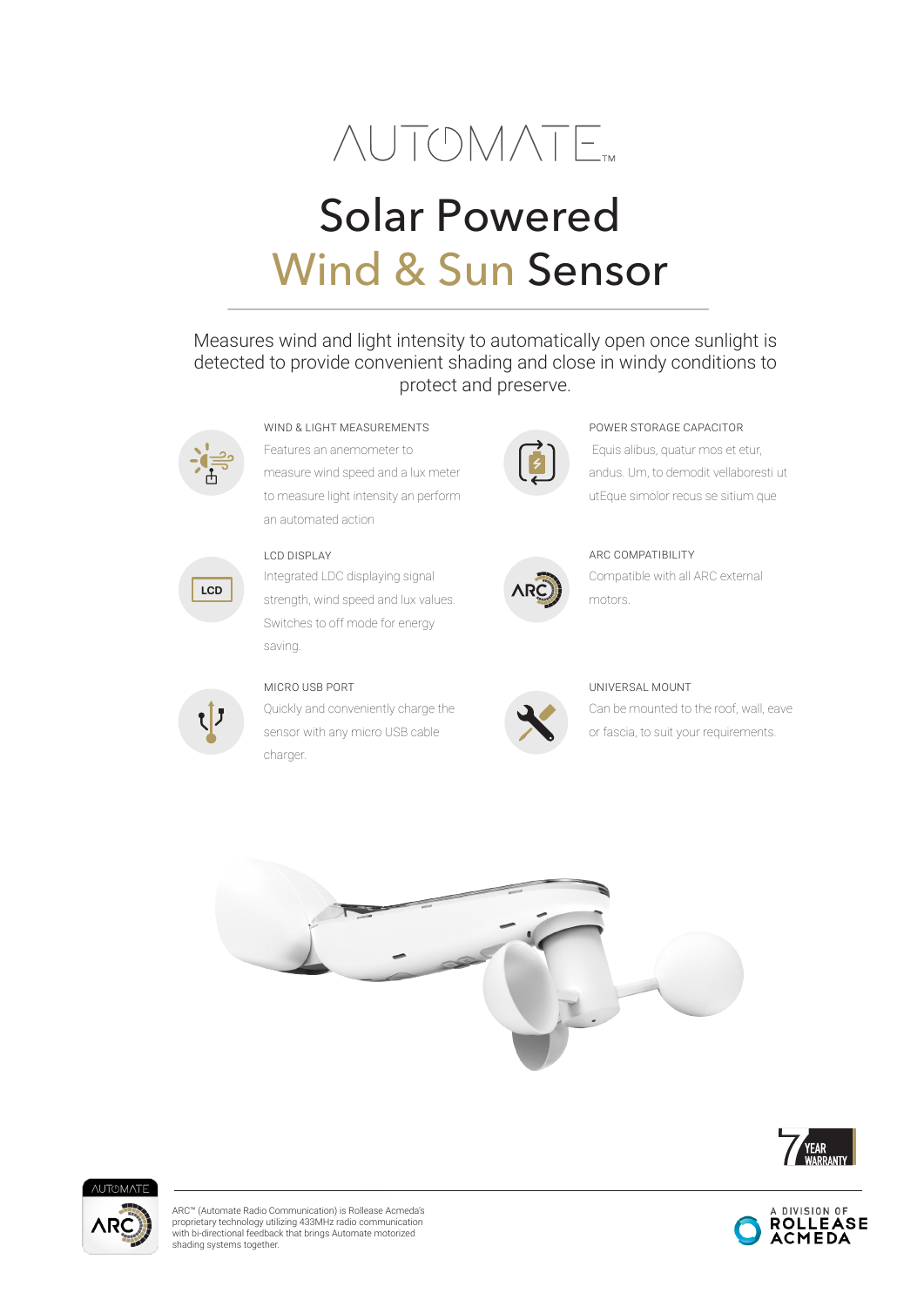# AUTOMATE™

# Solar Powered Wind & Sun Sensor

Measures wind and light intensity to automatically open once sunlight is detected to provide convenient shading and close in windy conditions to protect and preserve.

### WIND & LIGHT MEASUREMENTS

Features an anemometer to measure wind speed and a lux meter to measure light intensity an perform an automated action

### POWER STORAGE CAPACITOR

Equis alibus, quatur mos et etur, andus. Um, to demodit vellaboresti ut utEque simolor recus se sitium que

### LCD DISPLAY

Integrated LDC displaying signal strength, wind speed and lux values. Switches to off mode for energy saving.

### ARC COMPATIBILITY

Compatible with all ARC external motors.

### MICRO USB PORT

Quickly and conveniently charge the sensor with any micro USB cable charger.

### UNIVERSAL MOUNT

Can be mounted to the roof, wall, eave or fascia, to suit your requirements.

7 YEAR WARRANTY

ARC™ (Automate Radio Communication) is Rollease Acmeda's proprietary technology utilizing 433MHz radio communication with bi-directional feedback that brings Automate motorized shading systems together.

A DIVISION OF ROLLEASE ACMEDA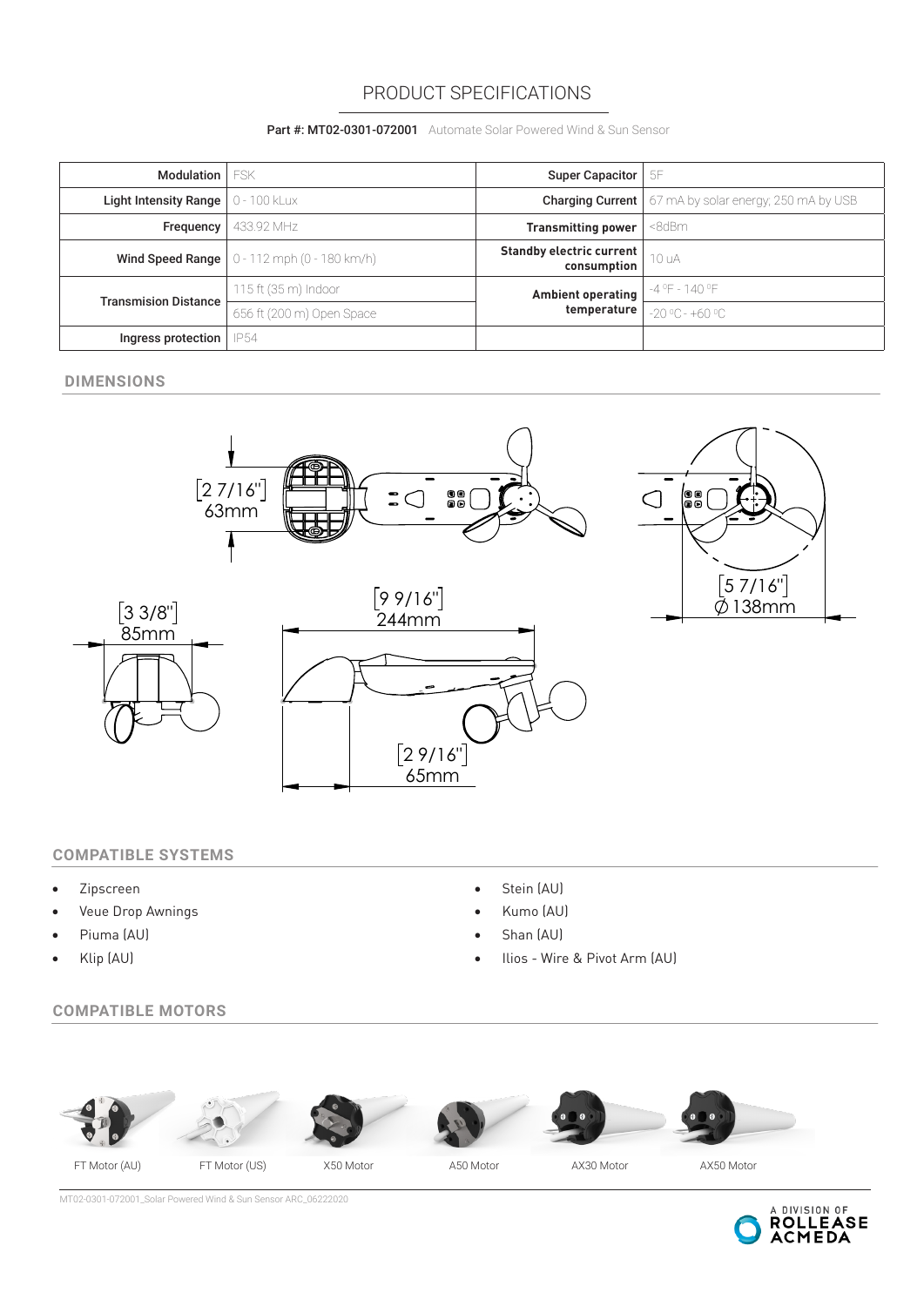# PRODUCT SPECIFICATIONS

**Part #: MT02-0301-072001** Automate Solar Powered Wind & Sun Sensor

| | | | |
|---|---|---|---|
| **Modulation** | FSK | **Super Capacitor** | 5F |
| **Light Intensity Range** | 0 - 100 kLux | **Charging Current** | 67 mA by solar energy; 250 mA by USB |
| **Frequency** | 433.92 MHz | **Transmitting power** | <8dBm |
| **Wind Speed Range** | 0 - 112 mph (0 - 180 km/h) | **Standby electric current consumption** | 10 uA |
| **Transmision Distance** | 115 ft (35 m) Indoor | **Ambient operating temperature** | -4 ºF - 140 ºF |
| | 656 ft (200 m) Open Space | | -20 ºC - +60 ºC |
| **Ingress protection** | IP54 | | |

## DIMENSIONS

[2 7/16"]
63mm

[5 7/16"]
Ø138mm

[3 3/8"]
85mm

[9 9/16"]
244mm

[2 9/16"]
65mm

## COMPATIBLE SYSTEMS

- Zipscreen
- Veue Drop Awnings
- Piuma (AU)
- Klip (AU)
- Stein (AU)
- Kumo (AU)
- Shan (AU)
- Ilios - Wire & Pivot Arm (AU)

## COMPATIBLE MOTORS

FT Motor (AU)

FT Motor (US)

X50 Motor

A50 Motor

AX30 Motor

AX50 Motor

MT02-0301-072001_Solar Powered Wind & Sun Sensor ARC_06222020

A DIVISION OF ROLLEASE ACMEDA